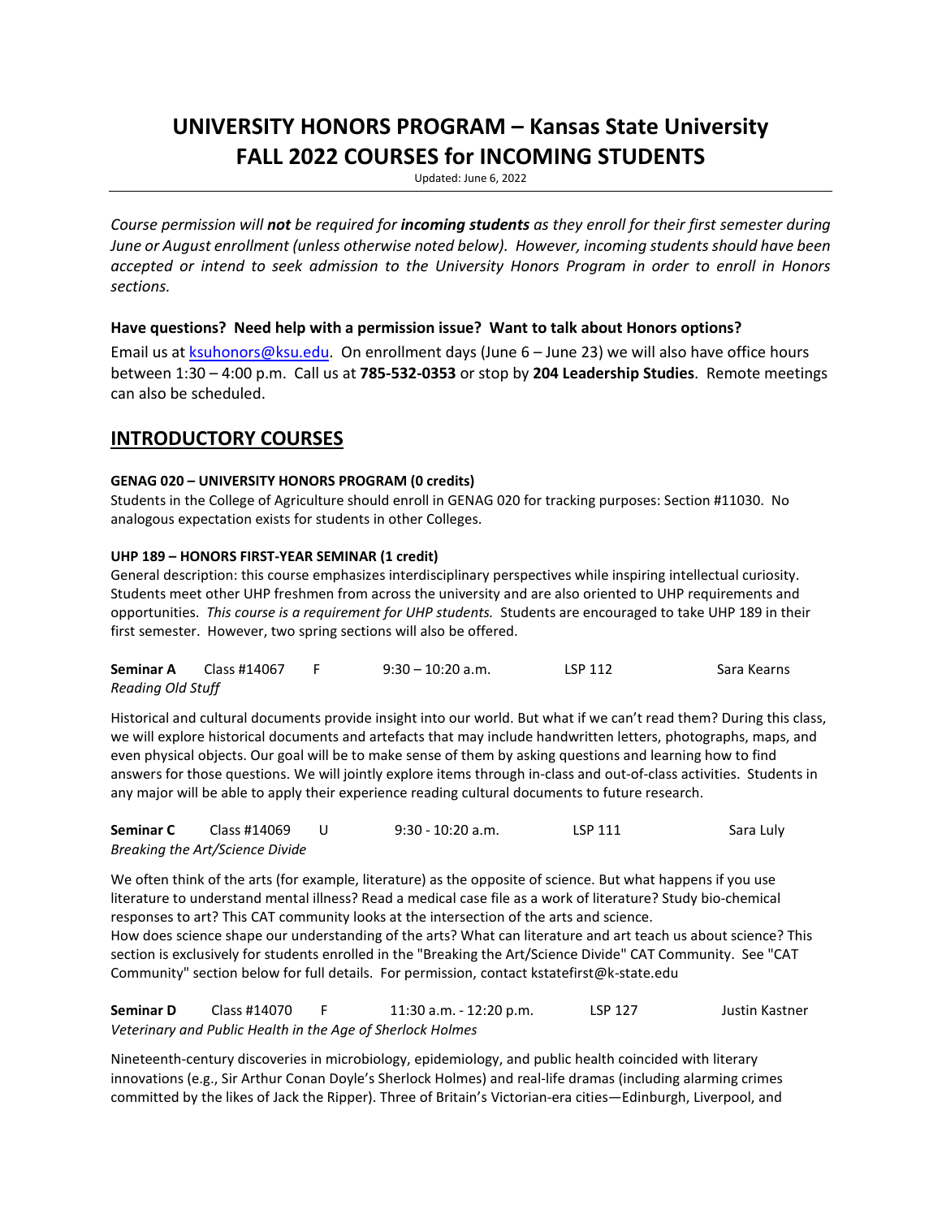# UNIVERSITY HONORS PROGRAM – Kansas State University
# FALL 2022 COURSES for INCOMING STUDENTS

Updated: June 6, 2022

*Course permission will **not** be required for **incoming students** as they enroll for their first semester during June or August enrollment (unless otherwise noted below). However, incoming students should have been accepted or intend to seek admission to the University Honors Program in order to enroll in Honors sections.*

### Have questions? Need help with a permission issue? Want to talk about Honors options?

Email us at ksuhonors@ksu.edu. On enrollment days (June 6 – June 23) we will also have office hours between 1:30 – 4:00 p.m. Call us at **785-532-0353** or stop by **204 Leadership Studies**. Remote meetings can also be scheduled.

## INTRODUCTORY COURSES

**GENAG 020 – UNIVERSITY HONORS PROGRAM (0 credits)**

Students in the College of Agriculture should enroll in GENAG 020 for tracking purposes: Section #11030. No analogous expectation exists for students in other Colleges.

**UHP 189 – HONORS FIRST-YEAR SEMINAR (1 credit)**

General description: this course emphasizes interdisciplinary perspectives while inspiring intellectual curiosity. Students meet other UHP freshmen from across the university and are also oriented to UHP requirements and opportunities. *This course is a requirement for UHP students.* Students are encouraged to take UHP 189 in their first semester. However, two spring sections will also be offered.

**Seminar A** Class #14067 F 9:30 – 10:20 a.m. LSP 112 Sara Kearns
*Reading Old Stuff*

Historical and cultural documents provide insight into our world. But what if we can't read them? During this class, we will explore historical documents and artefacts that may include handwritten letters, photographs, maps, and even physical objects. Our goal will be to make sense of them by asking questions and learning how to find answers for those questions. We will jointly explore items through in-class and out-of-class activities. Students in any major will be able to apply their experience reading cultural documents to future research.

**Seminar C** Class #14069 U 9:30 - 10:20 a.m. LSP 111 Sara Luly
*Breaking the Art/Science Divide*

We often think of the arts (for example, literature) as the opposite of science. But what happens if you use literature to understand mental illness? Read a medical case file as a work of literature? Study bio-chemical responses to art? This CAT community looks at the intersection of the arts and science.
How does science shape our understanding of the arts? What can literature and art teach us about science? This section is exclusively for students enrolled in the "Breaking the Art/Science Divide" CAT Community. See "CAT Community" section below for full details. For permission, contact kstatefirst@k-state.edu

**Seminar D** Class #14070 F 11:30 a.m. - 12:20 p.m. LSP 127 Justin Kastner
*Veterinary and Public Health in the Age of Sherlock Holmes*

Nineteenth-century discoveries in microbiology, epidemiology, and public health coincided with literary innovations (e.g., Sir Arthur Conan Doyle's Sherlock Holmes) and real-life dramas (including alarming crimes committed by the likes of Jack the Ripper). Three of Britain's Victorian-era cities—Edinburgh, Liverpool, and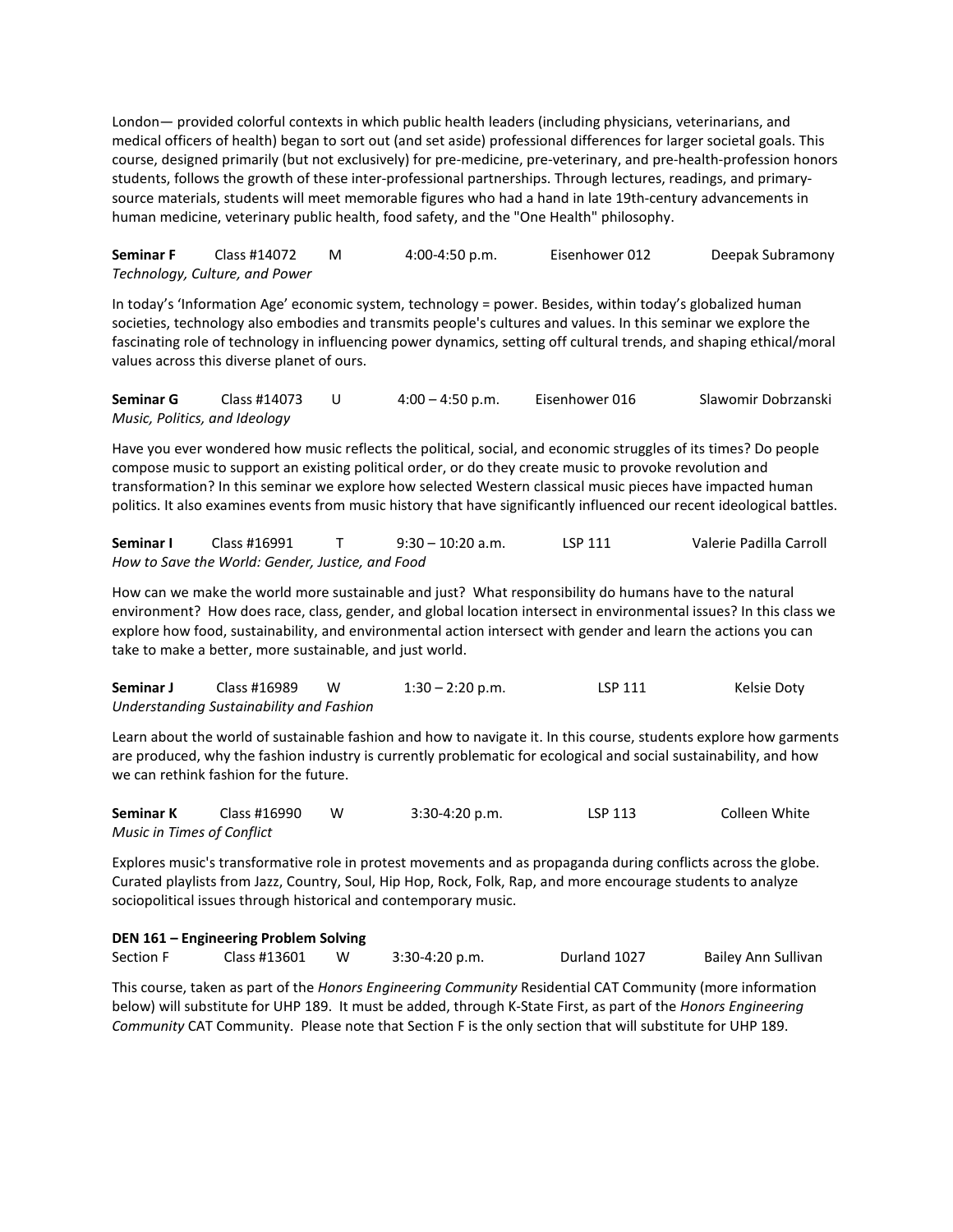London— provided colorful contexts in which public health leaders (including physicians, veterinarians, and medical officers of health) began to sort out (and set aside) professional differences for larger societal goals. This course, designed primarily (but not exclusively) for pre-medicine, pre-veterinary, and pre-health-profession honors students, follows the growth of these inter-professional partnerships. Through lectures, readings, and primary-source materials, students will meet memorable figures who had a hand in late 19th-century advancements in human medicine, veterinary public health, food safety, and the "One Health" philosophy.

**Seminar F** Class #14072 M 4:00-4:50 p.m. Eisenhower 012 Deepak Subramony
*Technology, Culture, and Power*

In today's 'Information Age' economic system, technology = power. Besides, within today's globalized human societies, technology also embodies and transmits people's cultures and values. In this seminar we explore the fascinating role of technology in influencing power dynamics, setting off cultural trends, and shaping ethical/moral values across this diverse planet of ours.

**Seminar G** Class #14073 U 4:00 – 4:50 p.m. Eisenhower 016 Slawomir Dobrzanski
*Music, Politics, and Ideology*

Have you ever wondered how music reflects the political, social, and economic struggles of its times? Do people compose music to support an existing political order, or do they create music to provoke revolution and transformation? In this seminar we explore how selected Western classical music pieces have impacted human politics. It also examines events from music history that have significantly influenced our recent ideological battles.

**Seminar I** Class #16991 T 9:30 – 10:20 a.m. LSP 111 Valerie Padilla Carroll
*How to Save the World: Gender, Justice, and Food*

How can we make the world more sustainable and just? What responsibility do humans have to the natural environment? How does race, class, gender, and global location intersect in environmental issues? In this class we explore how food, sustainability, and environmental action intersect with gender and learn the actions you can take to make a better, more sustainable, and just world.

**Seminar J** Class #16989 W 1:30 – 2:20 p.m. LSP 111 Kelsie Doty
*Understanding Sustainability and Fashion*

Learn about the world of sustainable fashion and how to navigate it. In this course, students explore how garments are produced, why the fashion industry is currently problematic for ecological and social sustainability, and how we can rethink fashion for the future.

**Seminar K** Class #16990 W 3:30-4:20 p.m. LSP 113 Colleen White
*Music in Times of Conflict*

Explores music's transformative role in protest movements and as propaganda during conflicts across the globe. Curated playlists from Jazz, Country, Soul, Hip Hop, Rock, Folk, Rap, and more encourage students to analyze sociopolitical issues through historical and contemporary music.

**DEN 161 – Engineering Problem Solving**
Section F Class #13601 W 3:30-4:20 p.m. Durland 1027 Bailey Ann Sullivan

This course, taken as part of the *Honors Engineering Community* Residential CAT Community (more information below) will substitute for UHP 189. It must be added, through K-State First, as part of the *Honors Engineering Community* CAT Community. Please note that Section F is the only section that will substitute for UHP 189.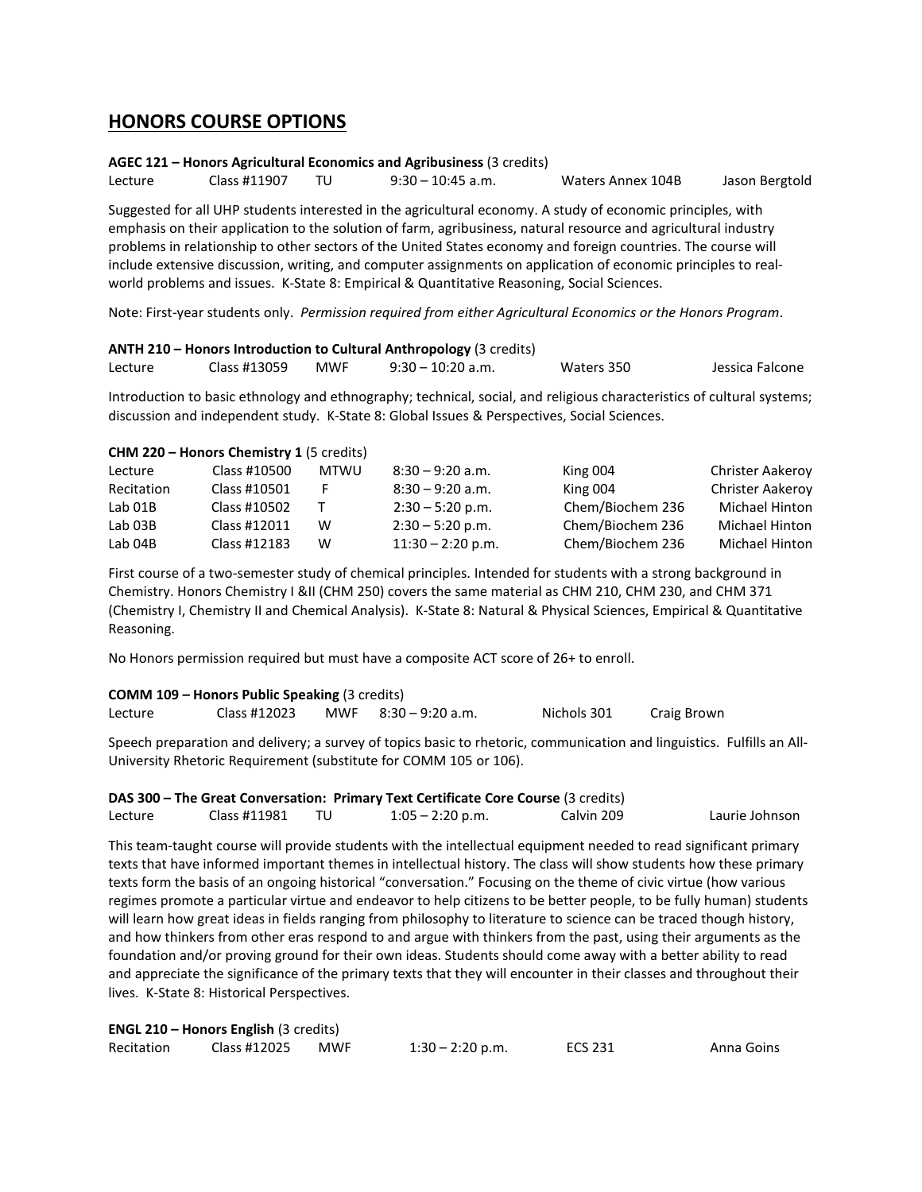## HONORS COURSE OPTIONS

**AGEC 121 – Honors Agricultural Economics and Agribusiness** (3 credits)

| | | | | | |
|---|---|---|---|---|---|
| Lecture | Class #11907 | TU | 9:30 – 10:45 a.m. | Waters Annex 104B | Jason Bergtold |

Suggested for all UHP students interested in the agricultural economy. A study of economic principles, with emphasis on their application to the solution of farm, agribusiness, natural resource and agricultural industry problems in relationship to other sectors of the United States economy and foreign countries. The course will include extensive discussion, writing, and computer assignments on application of economic principles to real-world problems and issues. K-State 8: Empirical & Quantitative Reasoning, Social Sciences.

Note: First-year students only. *Permission required from either Agricultural Economics or the Honors Program*.

**ANTH 210 – Honors Introduction to Cultural Anthropology** (3 credits)

| | | | | | |
|---|---|---|---|---|---|
| Lecture | Class #13059 | MWF | 9:30 – 10:20 a.m. | Waters 350 | Jessica Falcone |

Introduction to basic ethnology and ethnography; technical, social, and religious characteristics of cultural systems; discussion and independent study. K-State 8: Global Issues & Perspectives, Social Sciences.

**CHM 220 – Honors Chemistry 1** (5 credits)

| | | | | | |
|---|---|---|---|---|---|
| Lecture | Class #10500 | MTWU | 8:30 – 9:20 a.m. | King 004 | Christer Aakeroy |
| Recitation | Class #10501 | F | 8:30 – 9:20 a.m. | King 004 | Christer Aakeroy |
| Lab 01B | Class #10502 | T | 2:30 – 5:20 p.m. | Chem/Biochem 236 | Michael Hinton |
| Lab 03B | Class #12011 | W | 2:30 – 5:20 p.m. | Chem/Biochem 236 | Michael Hinton |
| Lab 04B | Class #12183 | W | 11:30 – 2:20 p.m. | Chem/Biochem 236 | Michael Hinton |

First course of a two-semester study of chemical principles. Intended for students with a strong background in Chemistry. Honors Chemistry I &II (CHM 250) covers the same material as CHM 210, CHM 230, and CHM 371 (Chemistry I, Chemistry II and Chemical Analysis). K-State 8: Natural & Physical Sciences, Empirical & Quantitative Reasoning.

No Honors permission required but must have a composite ACT score of 26+ to enroll.

**COMM 109 – Honors Public Speaking** (3 credits)

| | | | | | |
|---|---|---|---|---|---|
| Lecture | Class #12023 | MWF | 8:30 – 9:20 a.m. | Nichols 301 | Craig Brown |

Speech preparation and delivery; a survey of topics basic to rhetoric, communication and linguistics. Fulfills an All-University Rhetoric Requirement (substitute for COMM 105 or 106).

**DAS 300 – The Great Conversation: Primary Text Certificate Core Course** (3 credits)

| | | | | | |
|---|---|---|---|---|---|
| Lecture | Class #11981 | TU | 1:05 – 2:20 p.m. | Calvin 209 | Laurie Johnson |

This team-taught course will provide students with the intellectual equipment needed to read significant primary texts that have informed important themes in intellectual history. The class will show students how these primary texts form the basis of an ongoing historical "conversation." Focusing on the theme of civic virtue (how various regimes promote a particular virtue and endeavor to help citizens to be better people, to be fully human) students will learn how great ideas in fields ranging from philosophy to literature to science can be traced though history, and how thinkers from other eras respond to and argue with thinkers from the past, using their arguments as the foundation and/or proving ground for their own ideas. Students should come away with a better ability to read and appreciate the significance of the primary texts that they will encounter in their classes and throughout their lives. K-State 8: Historical Perspectives.

**ENGL 210 – Honors English** (3 credits)

| | | | | | |
|---|---|---|---|---|---|
| Recitation | Class #12025 | MWF | 1:30 – 2:20 p.m. | ECS 231 | Anna Goins |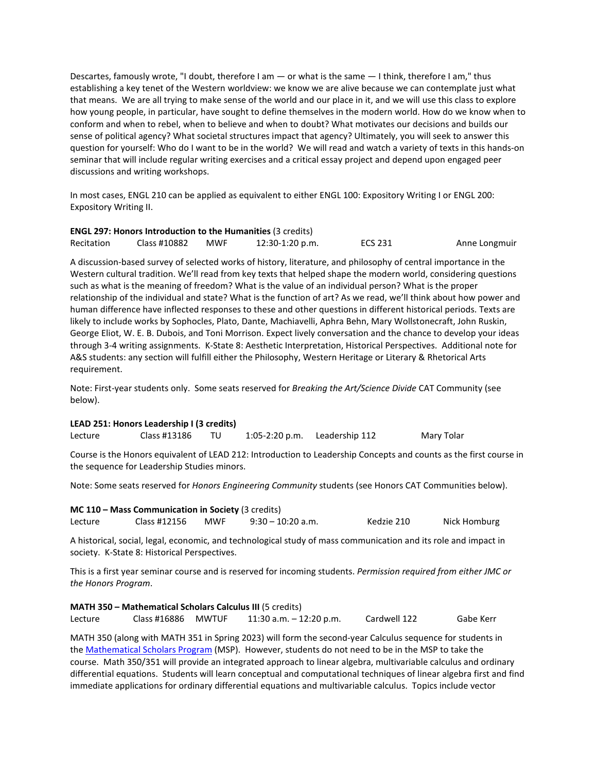Descartes, famously wrote, "I doubt, therefore I am — or what is the same — I think, therefore I am," thus establishing a key tenet of the Western worldview: we know we are alive because we can contemplate just what that means. We are all trying to make sense of the world and our place in it, and we will use this class to explore how young people, in particular, have sought to define themselves in the modern world. How do we know when to conform and when to rebel, when to believe and when to doubt? What motivates our decisions and builds our sense of political agency? What societal structures impact that agency? Ultimately, you will seek to answer this question for yourself: Who do I want to be in the world? We will read and watch a variety of texts in this hands-on seminar that will include regular writing exercises and a critical essay project and depend upon engaged peer discussions and writing workshops.

In most cases, ENGL 210 can be applied as equivalent to either ENGL 100: Expository Writing I or ENGL 200: Expository Writing II.

**ENGL 297: Honors Introduction to the Humanities** (3 credits)

Recitation | Class #10882 | MWF | 12:30-1:20 p.m. | ECS 231 | Anne Longmuir

A discussion-based survey of selected works of history, literature, and philosophy of central importance in the Western cultural tradition. We'll read from key texts that helped shape the modern world, considering questions such as what is the meaning of freedom? What is the value of an individual person? What is the proper relationship of the individual and state? What is the function of art? As we read, we'll think about how power and human difference have inflected responses to these and other questions in different historical periods. Texts are likely to include works by Sophocles, Plato, Dante, Machiavelli, Aphra Behn, Mary Wollstonecraft, John Ruskin, George Eliot, W. E. B. Dubois, and Toni Morrison. Expect lively conversation and the chance to develop your ideas through 3-4 writing assignments. K-State 8: Aesthetic Interpretation, Historical Perspectives. Additional note for A&S students: any section will fulfill either the Philosophy, Western Heritage or Literary & Rhetorical Arts requirement.

Note: First-year students only. Some seats reserved for *Breaking the Art/Science Divide* CAT Community (see below).

**LEAD 251: Honors Leadership I (3 credits)**

Lecture | Class #13186 | TU | 1:05-2:20 p.m. | Leadership 112 | Mary Tolar

Course is the Honors equivalent of LEAD 212: Introduction to Leadership Concepts and counts as the first course in the sequence for Leadership Studies minors.

Note: Some seats reserved for *Honors Engineering Community* students (see Honors CAT Communities below).

**MC 110 – Mass Communication in Society** (3 credits)

Lecture | Class #12156 | MWF | 9:30 – 10:20 a.m. | Kedzie 210 | Nick Homburg

A historical, social, legal, economic, and technological study of mass communication and its role and impact in society. K-State 8: Historical Perspectives.

This is a first year seminar course and is reserved for incoming students. *Permission required from either JMC or the Honors Program*.

**MATH 350 – Mathematical Scholars Calculus III** (5 credits)

Lecture | Class #16886 | MWTUF | 11:30 a.m. – 12:20 p.m. | Cardwell 122 | Gabe Kerr

MATH 350 (along with MATH 351 in Spring 2023) will form the second-year Calculus sequence for students in the [Mathematical Scholars Program](Mathematical Scholars Program) (MSP). However, students do not need to be in the MSP to take the course. Math 350/351 will provide an integrated approach to linear algebra, multivariable calculus and ordinary differential equations. Students will learn conceptual and computational techniques of linear algebra first and find immediate applications for ordinary differential equations and multivariable calculus. Topics include vector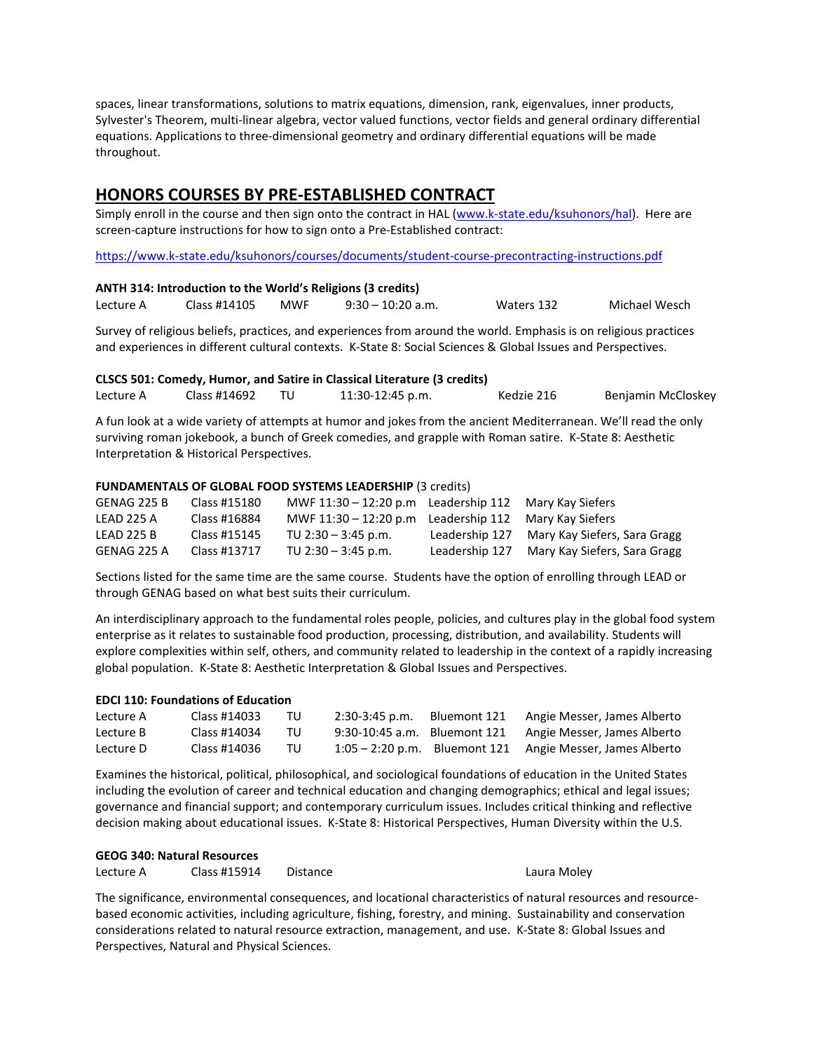spaces, linear transformations, solutions to matrix equations, dimension, rank, eigenvalues, inner products, Sylvester's Theorem, multi-linear algebra, vector valued functions, vector fields and general ordinary differential equations. Applications to three-dimensional geometry and ordinary differential equations will be made throughout.

## HONORS COURSES BY PRE-ESTABLISHED CONTRACT

Simply enroll in the course and then sign onto the contract in HAL (www.k-state.edu/ksuhonors/hal). Here are screen-capture instructions for how to sign onto a Pre-Established contract:

https://www.k-state.edu/ksuhonors/courses/documents/student-course-precontracting-instructions.pdf

**ANTH 314: Introduction to the World's Religions (3 credits)**

| Lecture A | Class #14105 | MWF | 9:30 – 10:20 a.m. | Waters 132 | Michael Wesch |
|---|---|---|---|---|---|

Survey of religious beliefs, practices, and experiences from around the world. Emphasis is on religious practices and experiences in different cultural contexts. K-State 8: Social Sciences & Global Issues and Perspectives.

**CLSCS 501: Comedy, Humor, and Satire in Classical Literature (3 credits)**

| Lecture A | Class #14692 | TU | 11:30-12:45 p.m. | Kedzie 216 | Benjamin McCloskey |
|---|---|---|---|---|---|

A fun look at a wide variety of attempts at humor and jokes from the ancient Mediterranean. We'll read the only surviving roman jokebook, a bunch of Greek comedies, and grapple with Roman satire. K-State 8: Aesthetic Interpretation & Historical Perspectives.

**FUNDAMENTALS OF GLOBAL FOOD SYSTEMS LEADERSHIP** (3 credits)

| GENAG 225 B | Class #15180 | MWF 11:30 – 12:20 p.m | Leadership 112 | Mary Kay Siefers |
|---|---|---|---|---|
| LEAD 225 A | Class #16884 | MWF 11:30 – 12:20 p.m | Leadership 112 | Mary Kay Siefers |
| LEAD 225 B | Class #15145 | TU 2:30 – 3:45 p.m. | Leadership 127 | Mary Kay Siefers, Sara Gragg |
| GENAG 225 A | Class #13717 | TU 2:30 – 3:45 p.m. | Leadership 127 | Mary Kay Siefers, Sara Gragg |

Sections listed for the same time are the same course. Students have the option of enrolling through LEAD or through GENAG based on what best suits their curriculum.

An interdisciplinary approach to the fundamental roles people, policies, and cultures play in the global food system enterprise as it relates to sustainable food production, processing, distribution, and availability. Students will explore complexities within self, others, and community related to leadership in the context of a rapidly increasing global population. K-State 8: Aesthetic Interpretation & Global Issues and Perspectives.

**EDCI 110: Foundations of Education**

| Lecture A | Class #14033 | TU | 2:30-3:45 p.m. | Bluemont 121 | Angie Messer, James Alberto |
|---|---|---|---|---|---|
| Lecture B | Class #14034 | TU | 9:30-10:45 a.m. | Bluemont 121 | Angie Messer, James Alberto |
| Lecture D | Class #14036 | TU | 1:05 – 2:20 p.m. | Bluemont 121 | Angie Messer, James Alberto |

Examines the historical, political, philosophical, and sociological foundations of education in the United States including the evolution of career and technical education and changing demographics; ethical and legal issues; governance and financial support; and contemporary curriculum issues. Includes critical thinking and reflective decision making about educational issues. K-State 8: Historical Perspectives, Human Diversity within the U.S.

**GEOG 340: Natural Resources**

| Lecture A | Class #15914 | Distance | Laura Moley |
|---|---|---|---|

The significance, environmental consequences, and locational characteristics of natural resources and resource-based economic activities, including agriculture, fishing, forestry, and mining. Sustainability and conservation considerations related to natural resource extraction, management, and use. K-State 8: Global Issues and Perspectives, Natural and Physical Sciences.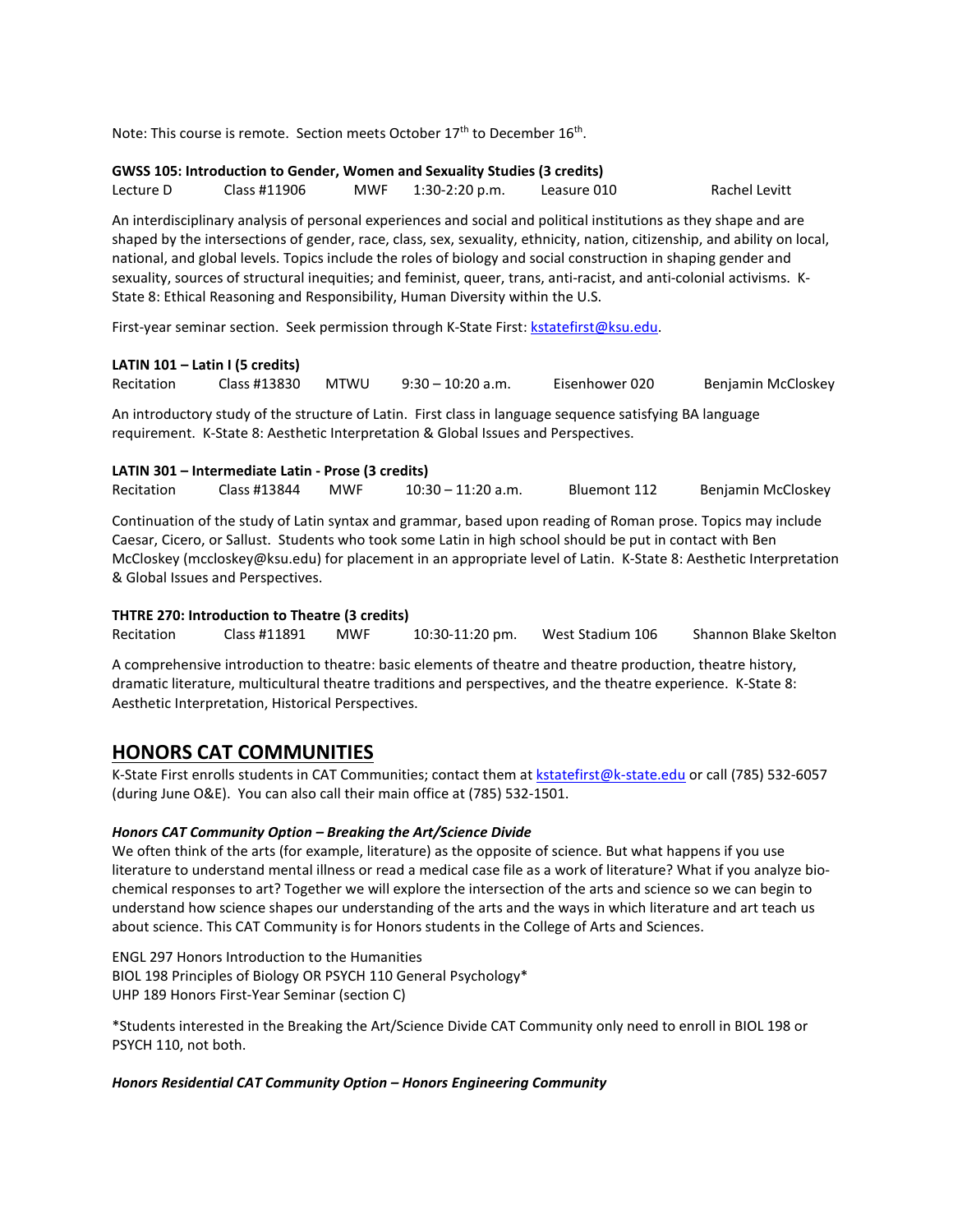Note: This course is remote. Section meets October 17th to December 16th.

**GWSS 105: Introduction to Gender, Women and Sexuality Studies (3 credits)**

Lecture D Class #11906 MWF 1:30-2:20 p.m. Leasure 010 Rachel Levitt

An interdisciplinary analysis of personal experiences and social and political institutions as they shape and are shaped by the intersections of gender, race, class, sex, sexuality, ethnicity, nation, citizenship, and ability on local, national, and global levels. Topics include the roles of biology and social construction in shaping gender and sexuality, sources of structural inequities; and feminist, queer, trans, anti-racist, and anti-colonial activisms. K-State 8: Ethical Reasoning and Responsibility, Human Diversity within the U.S.

First-year seminar section. Seek permission through K-State First: kstatefirst@ksu.edu.

**LATIN 101 – Latin I (5 credits)**

Recitation Class #13830 MTWU 9:30 – 10:20 a.m. Eisenhower 020 Benjamin McCloskey

An introductory study of the structure of Latin. First class in language sequence satisfying BA language requirement. K-State 8: Aesthetic Interpretation & Global Issues and Perspectives.

**LATIN 301 – Intermediate Latin - Prose (3 credits)**

Recitation Class #13844 MWF 10:30 – 11:20 a.m. Bluemont 112 Benjamin McCloskey

Continuation of the study of Latin syntax and grammar, based upon reading of Roman prose. Topics may include Caesar, Cicero, or Sallust. Students who took some Latin in high school should be put in contact with Ben McCloskey (mccloskey@ksu.edu) for placement in an appropriate level of Latin. K-State 8: Aesthetic Interpretation & Global Issues and Perspectives.

**THTRE 270: Introduction to Theatre (3 credits)**

Recitation Class #11891 MWF 10:30-11:20 pm. West Stadium 106 Shannon Blake Skelton

A comprehensive introduction to theatre: basic elements of theatre and theatre production, theatre history, dramatic literature, multicultural theatre traditions and perspectives, and the theatre experience. K-State 8: Aesthetic Interpretation, Historical Perspectives.

## HONORS CAT COMMUNITIES

K-State First enrolls students in CAT Communities; contact them at kstatefirst@k-state.edu or call (785) 532-6057 (during June O&E). You can also call their main office at (785) 532-1501.

***Honors CAT Community Option – Breaking the Art/Science Divide***

We often think of the arts (for example, literature) as the opposite of science. But what happens if you use literature to understand mental illness or read a medical case file as a work of literature? What if you analyze bio-chemical responses to art? Together we will explore the intersection of the arts and science so we can begin to understand how science shapes our understanding of the arts and the ways in which literature and art teach us about science. This CAT Community is for Honors students in the College of Arts and Sciences.

ENGL 297 Honors Introduction to the Humanities
BIOL 198 Principles of Biology OR PSYCH 110 General Psychology*
UHP 189 Honors First-Year Seminar (section C)

*Students interested in the Breaking the Art/Science Divide CAT Community only need to enroll in BIOL 198 or PSYCH 110, not both.

***Honors Residential CAT Community Option – Honors Engineering Community***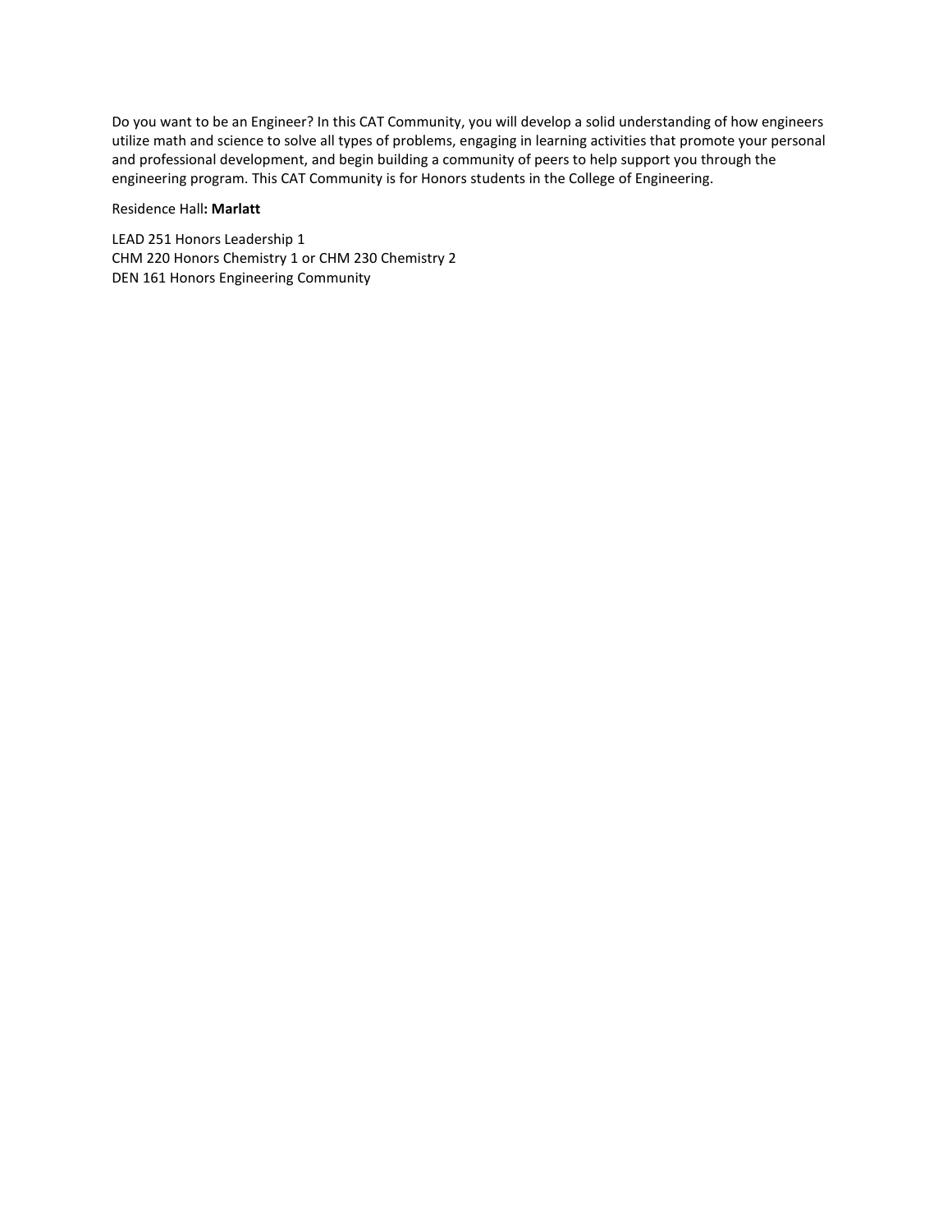Do you want to be an Engineer? In this CAT Community, you will develop a solid understanding of how engineers utilize math and science to solve all types of problems, engaging in learning activities that promote your personal and professional development, and begin building a community of peers to help support you through the engineering program. This CAT Community is for Honors students in the College of Engineering.

Residence Hall**: Marlatt**

LEAD 251 Honors Leadership 1
CHM 220 Honors Chemistry 1 or CHM 230 Chemistry 2
DEN 161 Honors Engineering Community